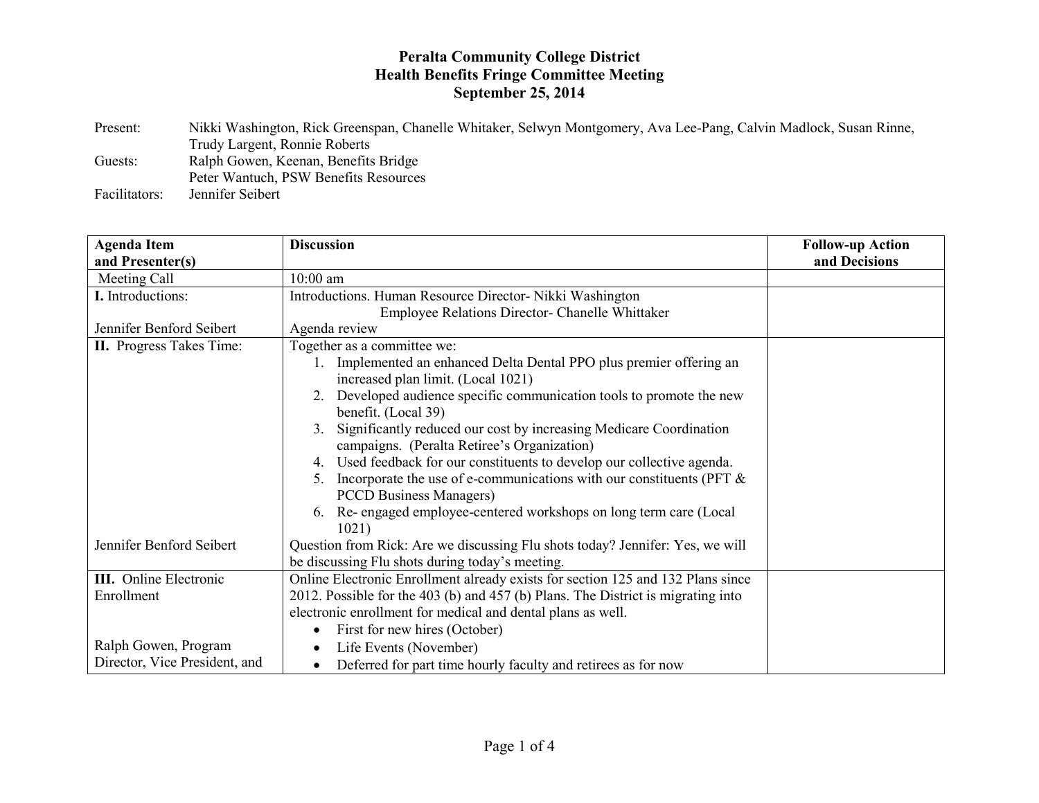**Peralta Community College District**
**Health Benefits Fringe Committee Meeting**
**September 25, 2014**

Present: Nikki Washington, Rick Greenspan, Chanelle Whitaker, Selwyn Montgomery, Ava Lee-Pang, Calvin Madlock, Susan Rinne, Trudy Largent, Ronnie Roberts

Guests: Ralph Gowen, Keenan, Benefits Bridge
Peter Wantuch, PSW Benefits Resources

Facilitators: Jennifer Seibert

| **Agenda Item and Presenter(s)** | **Discussion** | **Follow-up Action and Decisions** |
|---|---|---|
| Meeting Call | 10:00 am | |
| **I.** Introductions:<br><br>Jennifer Benford Seibert | Introductions. Human Resource Director- Nikki Washington<br>Employee Relations Director- Chanelle Whittaker<br>Agenda review | |
| **II.** Progress Takes Time:<br><br><br><br><br><br><br><br><br><br><br><br><br>Jennifer Benford Seibert | Together as a committee we:<br>1. Implemented an enhanced Delta Dental PPO plus premier offering an increased plan limit. (Local 1021)<br>2. Developed audience specific communication tools to promote the new benefit. (Local 39)<br>3. Significantly reduced our cost by increasing Medicare Coordination campaigns. (Peralta Retiree's Organization)<br>4. Used feedback for our constituents to develop our collective agenda.<br>5. Incorporate the use of e-communications with our constituents (PFT & PCCD Business Managers)<br>6. Re- engaged employee-centered workshops on long term care (Local 1021)<br>Question from Rick: Are we discussing Flu shots today? Jennifer: Yes, we will be discussing Flu shots during today's meeting. | |
| **III.** Online Electronic Enrollment<br><br><br><br>Ralph Gowen, Program Director, Vice President, and | Online Electronic Enrollment already exists for section 125 and 132 Plans since 2012. Possible for the 403 (b) and 457 (b) Plans. The District is migrating into electronic enrollment for medical and dental plans as well.<br>• First for new hires (October)<br>• Life Events (November)<br>• Deferred for part time hourly faculty and retirees as for now | |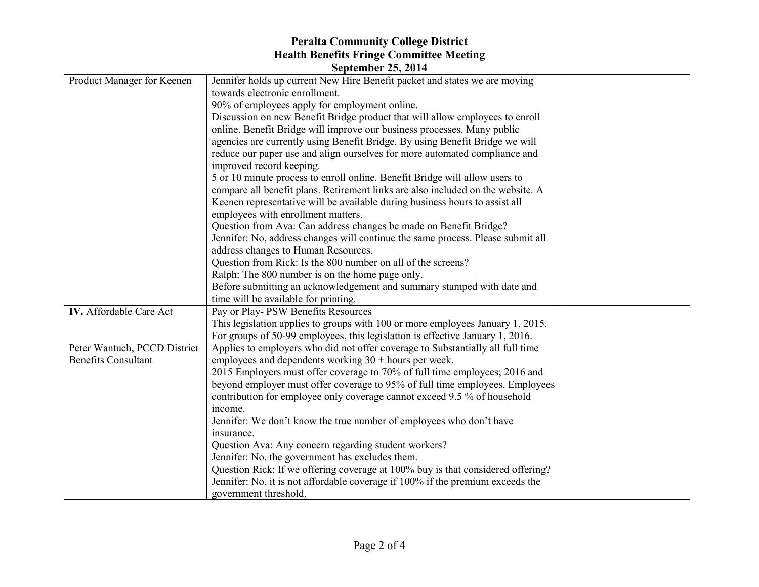# Peralta Community College District
## Health Benefits Fringe Committee Meeting
### September 25, 2014

| | | |
|---|---|---|
| Product Manager for Keenen | Jennifer holds up current New Hire Benefit packet and states we are moving towards electronic enrollment.<br>90% of employees apply for employment online.<br>Discussion on new Benefit Bridge product that will allow employees to enroll online. Benefit Bridge will improve our business processes. Many public agencies are currently using Benefit Bridge. By using Benefit Bridge we will reduce our paper use and align ourselves for more automated compliance and improved record keeping.<br>5 or 10 minute process to enroll online. Benefit Bridge will allow users to compare all benefit plans. Retirement links are also included on the website. A Keenen representative will be available during business hours to assist all employees with enrollment matters.<br>Question from Ava: Can address changes be made on Benefit Bridge?<br>Jennifer: No, address changes will continue the same process. Please submit all address changes to Human Resources.<br>Question from Rick: Is the 800 number on all of the screens?<br>Ralph: The 800 number is on the home page only.<br>Before submitting an acknowledgement and summary stamped with date and time will be available for printing. | |
| **IV.** Affordable Care Act<br><br>Peter Wantuch, PCCD District Benefits Consultant | Pay or Play- PSW Benefits Resources<br>This legislation applies to groups with 100 or more employees January 1, 2015. For groups of 50-99 employees, this legislation is effective January 1, 2016.<br>Applies to employers who did not offer coverage to Substantially all full time employees and dependents working 30 + hours per week.<br>2015 Employers must offer coverage to 70% of full time employees; 2016 and beyond employer must offer coverage to 95% of full time employees. Employees contribution for employee only coverage cannot exceed 9.5 % of household income.<br>Jennifer: We don't know the true number of employees who don't have insurance.<br>Question Ava: Any concern regarding student workers?<br>Jennifer: No, the government has excludes them.<br>Question Rick: If we offering coverage at 100% buy is that considered offering?<br>Jennifer: No, it is not affordable coverage if 100% if the premium exceeds the government threshold. | |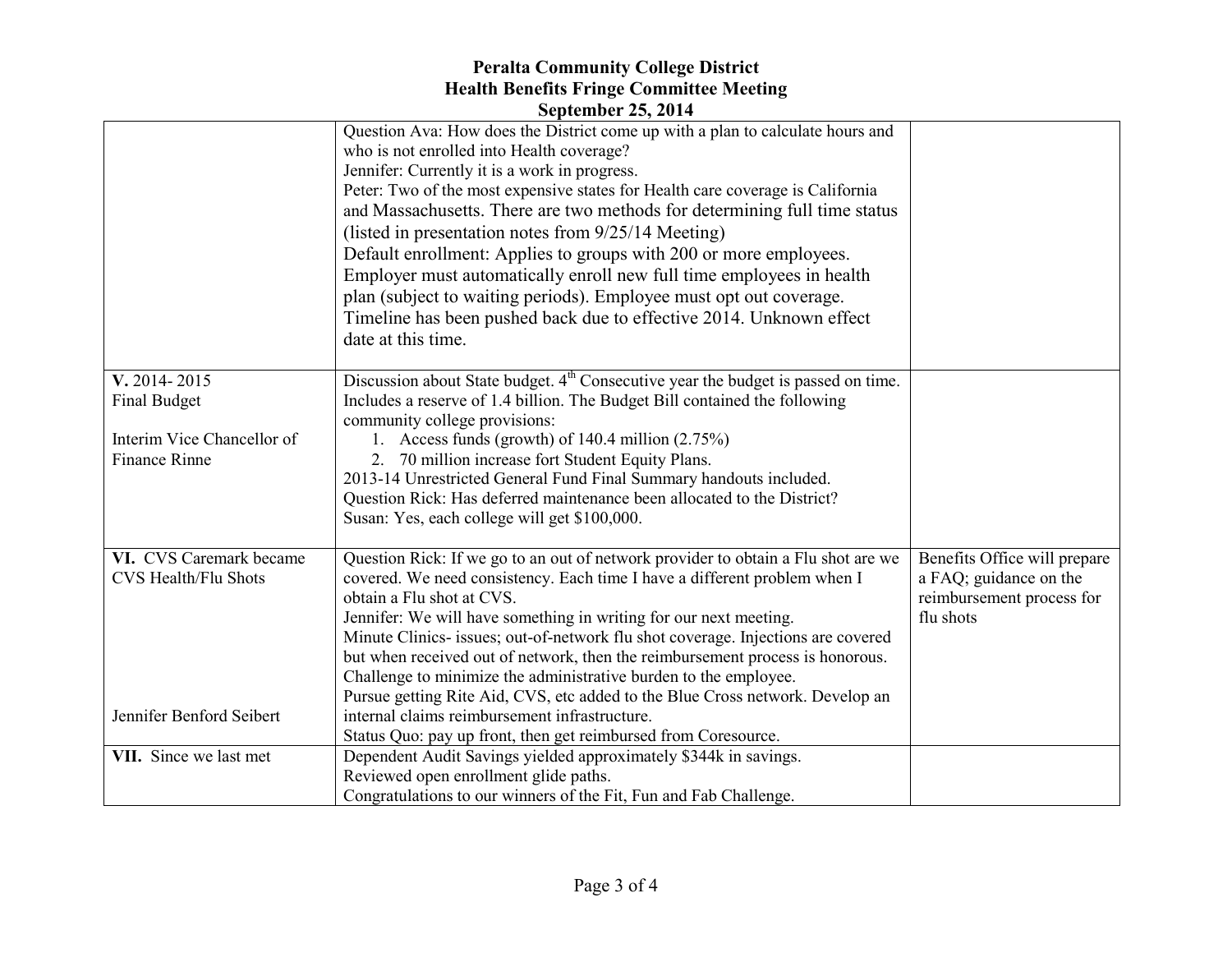# Peralta Community College District
## Health Benefits Fringe Committee Meeting
### September 25, 2014

| | | |
|---|---|---|
| | Question Ava: How does the District come up with a plan to calculate hours and who is not enrolled into Health coverage?<br>Jennifer: Currently it is a work in progress.<br>Peter: Two of the most expensive states for Health care coverage is California and Massachusetts. There are two methods for determining full time status (listed in presentation notes from 9/25/14 Meeting)<br>Default enrollment: Applies to groups with 200 or more employees. Employer must automatically enroll new full time employees in health plan (subject to waiting periods). Employee must opt out coverage. Timeline has been pushed back due to effective 2014. Unknown effect date at this time. | |
| **V.** 2014- 2015<br>Final Budget<br><br>Interim Vice Chancellor of Finance Rinne | Discussion about State budget. 4th Consecutive year the budget is passed on time. Includes a reserve of 1.4 billion. The Budget Bill contained the following community college provisions:<br>1. Access funds (growth) of 140.4 million (2.75%)<br>2. 70 million increase fort Student Equity Plans.<br>2013-14 Unrestricted General Fund Final Summary handouts included.<br>Question Rick: Has deferred maintenance been allocated to the District?<br>Susan: Yes, each college will get $100,000. | |
| **VI.** CVS Caremark became CVS Health/Flu Shots<br><br><br><br><br><br><br>Jennifer Benford Seibert | Question Rick: If we go to an out of network provider to obtain a Flu shot are we covered. We need consistency. Each time I have a different problem when I obtain a Flu shot at CVS.<br>Jennifer: We will have something in writing for our next meeting.<br>Minute Clinics- issues; out-of-network flu shot coverage. Injections are covered but when received out of network, then the reimbursement process is honorous. Challenge to minimize the administrative burden to the employee.<br>Pursue getting Rite Aid, CVS, etc added to the Blue Cross network. Develop an internal claims reimbursement infrastructure.<br>Status Quo: pay up front, then get reimbursed from Coresource. | Benefits Office will prepare a FAQ; guidance on the reimbursement process for flu shots |
| **VII.** Since we last met | Dependent Audit Savings yielded approximately $344k in savings.<br>Reviewed open enrollment glide paths.<br>Congratulations to our winners of the Fit, Fun and Fab Challenge. | |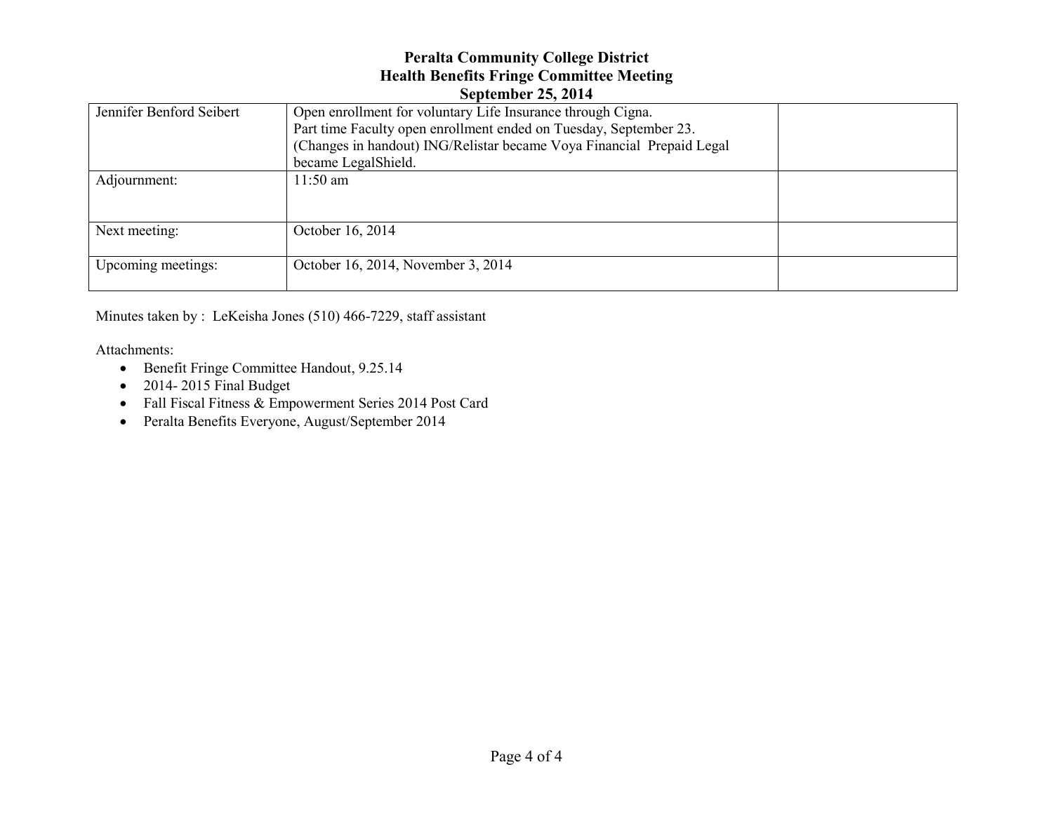**Peralta Community College District**
**Health Benefits Fringe Committee Meeting**
**September 25, 2014**

| | | |
|---|---|---|
| Jennifer Benford Seibert | Open enrollment for voluntary Life Insurance through Cigna.<br>Part time Faculty open enrollment ended on Tuesday, September 23.<br>(Changes in handout) ING/Relistar became Voya Financial Prepaid Legal became LegalShield. | |
| Adjournment: | 11:50 am | |
| Next meeting: | October 16, 2014 | |
| Upcoming meetings: | October 16, 2014, November 3, 2014 | |

Minutes taken by : LeKeisha Jones (510) 466-7229, staff assistant

Attachments:

- Benefit Fringe Committee Handout, 9.25.14
- 2014- 2015 Final Budget
- Fall Fiscal Fitness & Empowerment Series 2014 Post Card
- Peralta Benefits Everyone, August/September 2014